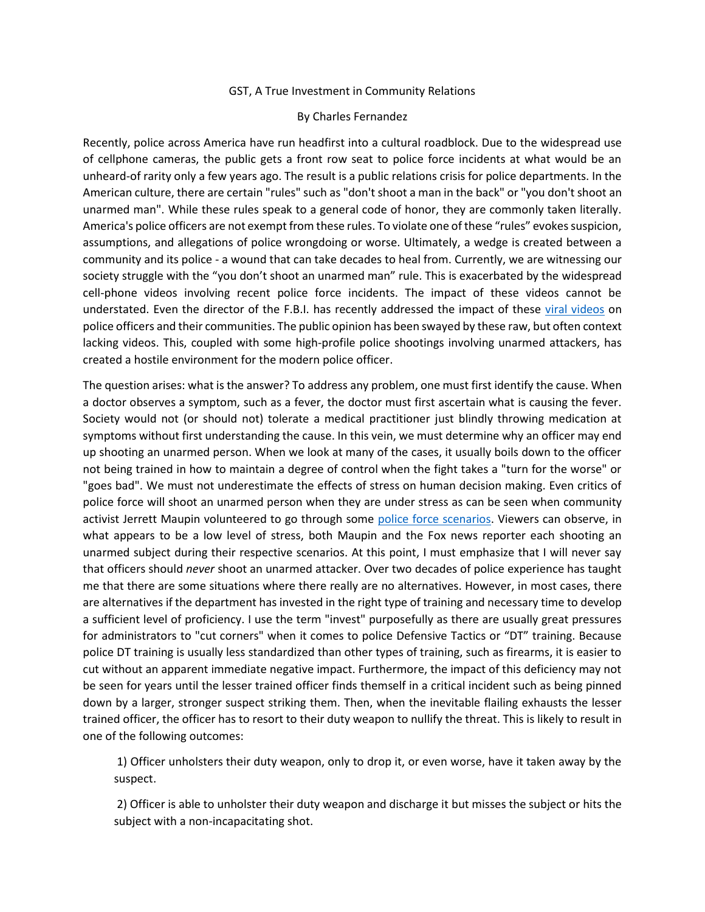GST, A True Investment in Community Relations

By Charles Fernandez

Recently, police across America have run headfirst into a cultural roadblock. Due to the widespread use of cellphone cameras, the public gets a front row seat to police force incidents at what would be an unheard-of rarity only a few years ago. The result is a public relations crisis for police departments. In the American culture, there are certain "rules" such as "don't shoot a man in the back" or "you don't shoot an unarmed man". While these rules speak to a general code of honor, they are commonly taken literally. America's police officers are not exempt from these rules. To violate one of these "rules" evokes suspicion, assumptions, and allegations of police wrongdoing or worse. Ultimately, a wedge is created between a community and its police - a wound that can take decades to heal from. Currently, we are witnessing our society struggle with the "you don't shoot an unarmed man" rule. This is exacerbated by the widespread cell-phone videos involving recent police force incidents. The impact of these videos cannot be understated. Even the director of the F.B.I. has recently addressed the impact of these viral videos on police officers and their communities. The public opinion has been swayed by these raw, but often context lacking videos. This, coupled with some high-profile police shootings involving unarmed attackers, has created a hostile environment for the modern police officer.

The question arises: what is the answer? To address any problem, one must first identify the cause. When a doctor observes a symptom, such as a fever, the doctor must first ascertain what is causing the fever. Society would not (or should not) tolerate a medical practitioner just blindly throwing medication at symptoms without first understanding the cause. In this vein, we must determine why an officer may end up shooting an unarmed person. When we look at many of the cases, it usually boils down to the officer not being trained in how to maintain a degree of control when the fight takes a "turn for the worse" or "goes bad". We must not underestimate the effects of stress on human decision making. Even critics of police force will shoot an unarmed person when they are under stress as can be seen when community activist Jerrett Maupin volunteered to go through some police force scenarios. Viewers can observe, in what appears to be a low level of stress, both Maupin and the Fox news reporter each shooting an unarmed subject during their respective scenarios. At this point, I must emphasize that I will never say that officers should *never* shoot an unarmed attacker. Over two decades of police experience has taught me that there are some situations where there really are no alternatives. However, in most cases, there are alternatives if the department has invested in the right type of training and necessary time to develop a sufficient level of proficiency. I use the term "invest" purposefully as there are usually great pressures for administrators to "cut corners" when it comes to police Defensive Tactics or "DT" training. Because police DT training is usually less standardized than other types of training, such as firearms, it is easier to cut without an apparent immediate negative impact. Furthermore, the impact of this deficiency may not be seen for years until the lesser trained officer finds themself in a critical incident such as being pinned down by a larger, stronger suspect striking them. Then, when the inevitable flailing exhausts the lesser trained officer, the officer has to resort to their duty weapon to nullify the threat. This is likely to result in one of the following outcomes:

1) Officer unholsters their duty weapon, only to drop it, or even worse, have it taken away by the suspect.

2) Officer is able to unholster their duty weapon and discharge it but misses the subject or hits the subject with a non-incapacitating shot.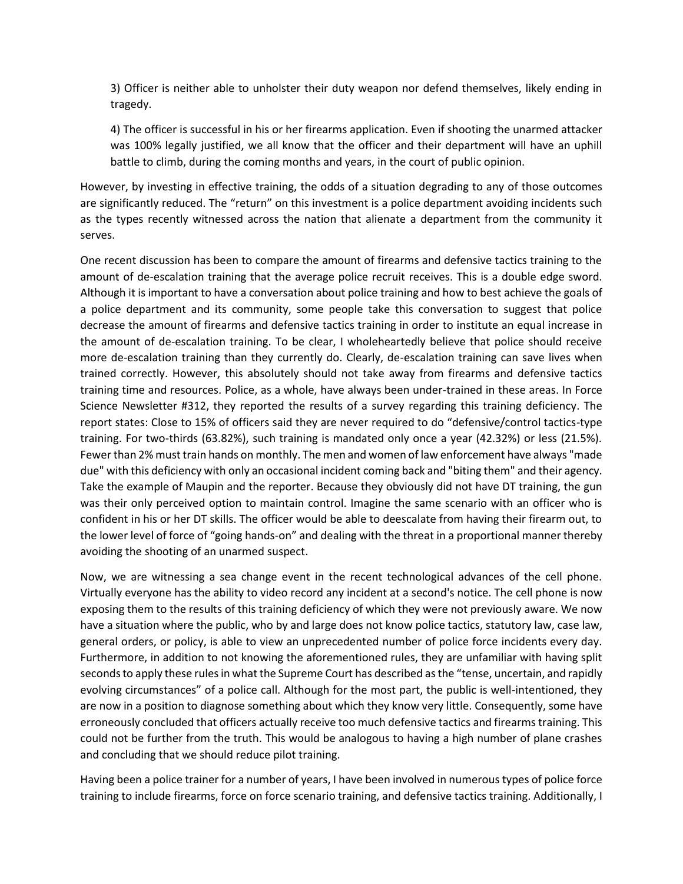3) Officer is neither able to unholster their duty weapon nor defend themselves, likely ending in tragedy.

4) The officer is successful in his or her firearms application. Even if shooting the unarmed attacker was 100% legally justified, we all know that the officer and their department will have an uphill battle to climb, during the coming months and years, in the court of public opinion.

However, by investing in effective training, the odds of a situation degrading to any of those outcomes are significantly reduced. The "return" on this investment is a police department avoiding incidents such as the types recently witnessed across the nation that alienate a department from the community it serves.

One recent discussion has been to compare the amount of firearms and defensive tactics training to the amount of de-escalation training that the average police recruit receives. This is a double edge sword. Although it is important to have a conversation about police training and how to best achieve the goals of a police department and its community, some people take this conversation to suggest that police decrease the amount of firearms and defensive tactics training in order to institute an equal increase in the amount of de-escalation training. To be clear, I wholeheartedly believe that police should receive more de-escalation training than they currently do. Clearly, de-escalation training can save lives when trained correctly. However, this absolutely should not take away from firearms and defensive tactics training time and resources. Police, as a whole, have always been under-trained in these areas. In Force Science Newsletter #312, they reported the results of a survey regarding this training deficiency. The report states: Close to 15% of officers said they are never required to do "defensive/control tactics-type training. For two-thirds (63.82%), such training is mandated only once a year (42.32%) or less (21.5%). Fewer than 2% must train hands on monthly. The men and women of law enforcement have always "made due" with this deficiency with only an occasional incident coming back and "biting them" and their agency. Take the example of Maupin and the reporter. Because they obviously did not have DT training, the gun was their only perceived option to maintain control. Imagine the same scenario with an officer who is confident in his or her DT skills. The officer would be able to deescalate from having their firearm out, to the lower level of force of "going hands-on" and dealing with the threat in a proportional manner thereby avoiding the shooting of an unarmed suspect.

Now, we are witnessing a sea change event in the recent technological advances of the cell phone. Virtually everyone has the ability to video record any incident at a second's notice. The cell phone is now exposing them to the results of this training deficiency of which they were not previously aware. We now have a situation where the public, who by and large does not know police tactics, statutory law, case law, general orders, or policy, is able to view an unprecedented number of police force incidents every day. Furthermore, in addition to not knowing the aforementioned rules, they are unfamiliar with having split seconds to apply these rules in what the Supreme Court has described as the "tense, uncertain, and rapidly evolving circumstances" of a police call. Although for the most part, the public is well-intentioned, they are now in a position to diagnose something about which they know very little. Consequently, some have erroneously concluded that officers actually receive too much defensive tactics and firearms training. This could not be further from the truth. This would be analogous to having a high number of plane crashes and concluding that we should reduce pilot training.

Having been a police trainer for a number of years, I have been involved in numerous types of police force training to include firearms, force on force scenario training, and defensive tactics training. Additionally, I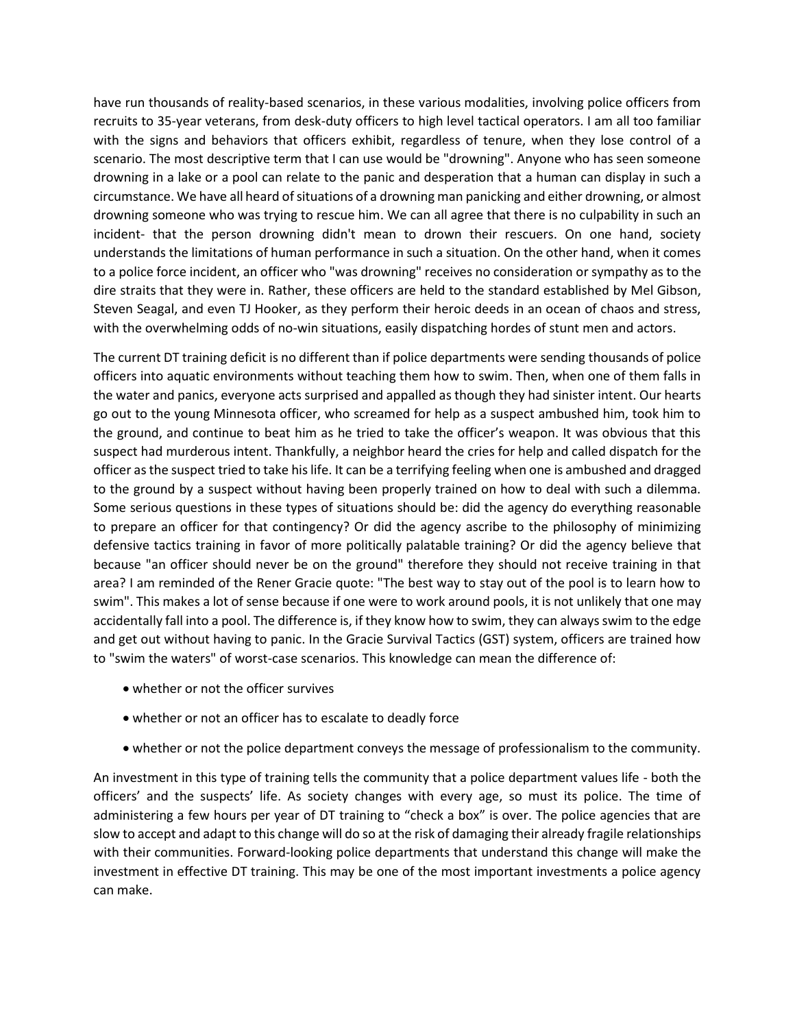have run thousands of reality-based scenarios, in these various modalities, involving police officers from recruits to 35-year veterans, from desk-duty officers to high level tactical operators. I am all too familiar with the signs and behaviors that officers exhibit, regardless of tenure, when they lose control of a scenario. The most descriptive term that I can use would be "drowning". Anyone who has seen someone drowning in a lake or a pool can relate to the panic and desperation that a human can display in such a circumstance. We have all heard of situations of a drowning man panicking and either drowning, or almost drowning someone who was trying to rescue him. We can all agree that there is no culpability in such an incident- that the person drowning didn't mean to drown their rescuers. On one hand, society understands the limitations of human performance in such a situation. On the other hand, when it comes to a police force incident, an officer who "was drowning" receives no consideration or sympathy as to the dire straits that they were in. Rather, these officers are held to the standard established by Mel Gibson, Steven Seagal, and even TJ Hooker, as they perform their heroic deeds in an ocean of chaos and stress, with the overwhelming odds of no-win situations, easily dispatching hordes of stunt men and actors.

The current DT training deficit is no different than if police departments were sending thousands of police officers into aquatic environments without teaching them how to swim. Then, when one of them falls in the water and panics, everyone acts surprised and appalled as though they had sinister intent. Our hearts go out to the young Minnesota officer, who screamed for help as a suspect ambushed him, took him to the ground, and continue to beat him as he tried to take the officer's weapon. It was obvious that this suspect had murderous intent. Thankfully, a neighbor heard the cries for help and called dispatch for the officer as the suspect tried to take his life. It can be a terrifying feeling when one is ambushed and dragged to the ground by a suspect without having been properly trained on how to deal with such a dilemma. Some serious questions in these types of situations should be: did the agency do everything reasonable to prepare an officer for that contingency? Or did the agency ascribe to the philosophy of minimizing defensive tactics training in favor of more politically palatable training? Or did the agency believe that because "an officer should never be on the ground" therefore they should not receive training in that area? I am reminded of the Rener Gracie quote: "The best way to stay out of the pool is to learn how to swim". This makes a lot of sense because if one were to work around pools, it is not unlikely that one may accidentally fall into a pool. The difference is, if they know how to swim, they can always swim to the edge and get out without having to panic. In the Gracie Survival Tactics (GST) system, officers are trained how to "swim the waters" of worst-case scenarios. This knowledge can mean the difference of:

- whether or not the officer survives
- whether or not an officer has to escalate to deadly force
- whether or not the police department conveys the message of professionalism to the community.

An investment in this type of training tells the community that a police department values life - both the officers' and the suspects' life. As society changes with every age, so must its police. The time of administering a few hours per year of DT training to "check a box" is over. The police agencies that are slow to accept and adapt to this change will do so at the risk of damaging their already fragile relationships with their communities. Forward-looking police departments that understand this change will make the investment in effective DT training. This may be one of the most important investments a police agency can make.